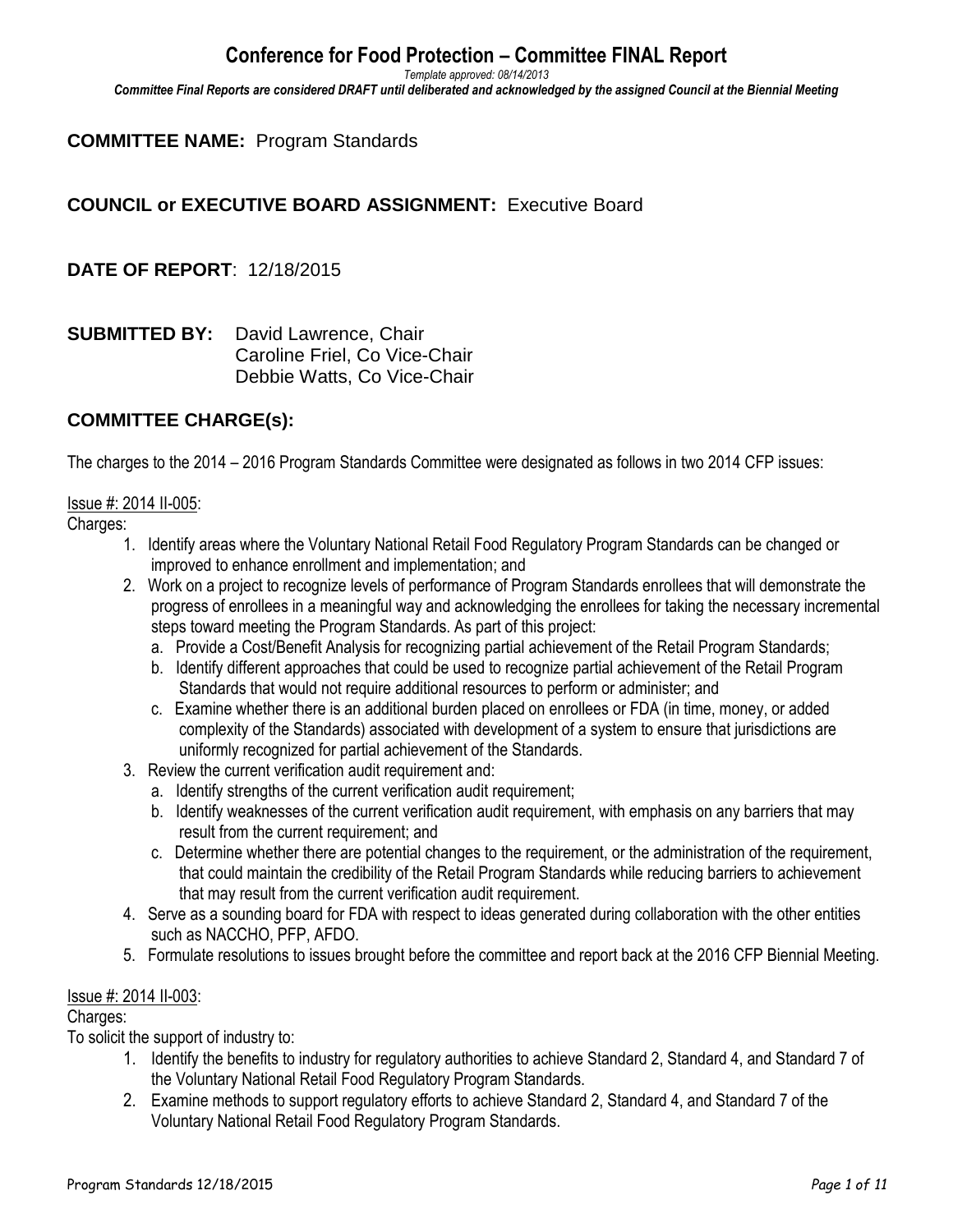# Conference for Food Protection – Committee FINAL Report

*Template approved: 08/14/2013*

***Committee Final Reports are considered DRAFT until deliberated and acknowledged by the assigned Council at the Biennial Meeting***

**COMMITTEE NAME:** Program Standards

**COUNCIL or EXECUTIVE BOARD ASSIGNMENT:** Executive Board

**DATE OF REPORT**: 12/18/2015

**SUBMITTED BY:** David Lawrence, Chair
Caroline Friel, Co Vice-Chair
Debbie Watts, Co Vice-Chair

## COMMITTEE CHARGE(s):

The charges to the 2014 – 2016 Program Standards Committee were designated as follows in two 2014 CFP issues:

Issue #: 2014 II-005:

Charges:

1. Identify areas where the Voluntary National Retail Food Regulatory Program Standards can be changed or improved to enhance enrollment and implementation; and
2. Work on a project to recognize levels of performance of Program Standards enrollees that will demonstrate the progress of enrollees in a meaningful way and acknowledging the enrollees for taking the necessary incremental steps toward meeting the Program Standards. As part of this project:
   a. Provide a Cost/Benefit Analysis for recognizing partial achievement of the Retail Program Standards;
   b. Identify different approaches that could be used to recognize partial achievement of the Retail Program Standards that would not require additional resources to perform or administer; and
   c. Examine whether there is an additional burden placed on enrollees or FDA (in time, money, or added complexity of the Standards) associated with development of a system to ensure that jurisdictions are uniformly recognized for partial achievement of the Standards.
3. Review the current verification audit requirement and:
   a. Identify strengths of the current verification audit requirement;
   b. Identify weaknesses of the current verification audit requirement, with emphasis on any barriers that may result from the current requirement; and
   c. Determine whether there are potential changes to the requirement, or the administration of the requirement, that could maintain the credibility of the Retail Program Standards while reducing barriers to achievement that may result from the current verification audit requirement.
4. Serve as a sounding board for FDA with respect to ideas generated during collaboration with the other entities such as NACCHO, PFP, AFDO.
5. Formulate resolutions to issues brought before the committee and report back at the 2016 CFP Biennial Meeting.

Issue #: 2014 II-003:

Charges:

To solicit the support of industry to:

1. Identify the benefits to industry for regulatory authorities to achieve Standard 2, Standard 4, and Standard 7 of the Voluntary National Retail Food Regulatory Program Standards.
2. Examine methods to support regulatory efforts to achieve Standard 2, Standard 4, and Standard 7 of the Voluntary National Retail Food Regulatory Program Standards.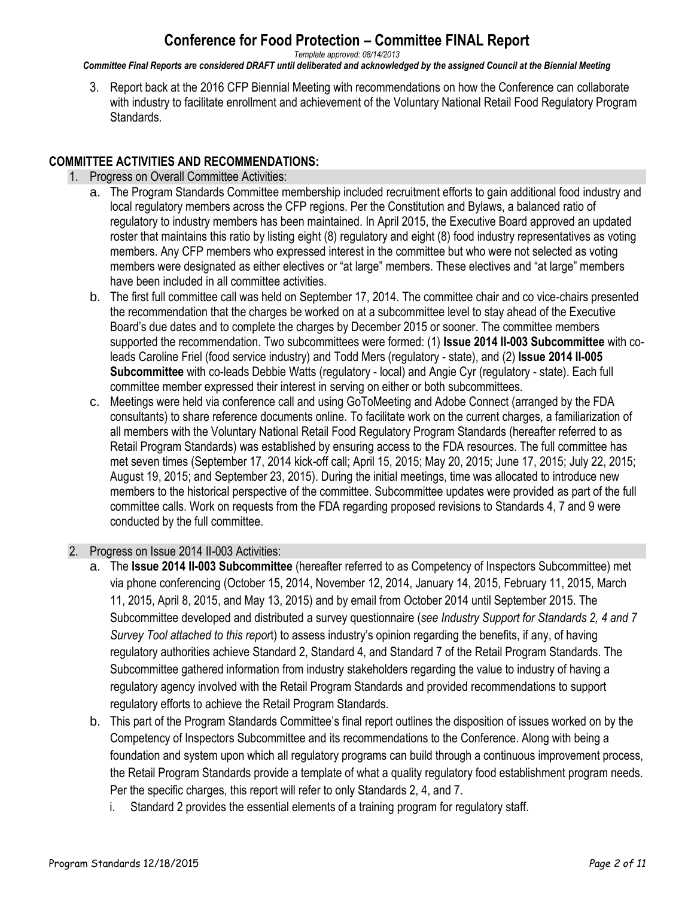3. Report back at the 2016 CFP Biennial Meeting with recommendations on how the Conference can collaborate with industry to facilitate enrollment and achievement of the Voluntary National Retail Food Regulatory Program Standards.

## COMMITTEE ACTIVITIES AND RECOMMENDATIONS:

1. Progress on Overall Committee Activities:
   a. The Program Standards Committee membership included recruitment efforts to gain additional food industry and local regulatory members across the CFP regions. Per the Constitution and Bylaws, a balanced ratio of regulatory to industry members has been maintained. In April 2015, the Executive Board approved an updated roster that maintains this ratio by listing eight (8) regulatory and eight (8) food industry representatives as voting members. Any CFP members who expressed interest in the committee but who were not selected as voting members were designated as either electives or "at large" members. These electives and "at large" members have been included in all committee activities.
   b. The first full committee call was held on September 17, 2014. The committee chair and co vice-chairs presented the recommendation that the charges be worked on at a subcommittee level to stay ahead of the Executive Board's due dates and to complete the charges by December 2015 or sooner. The committee members supported the recommendation. Two subcommittees were formed: (1) **Issue 2014 II-003 Subcommittee** with co-leads Caroline Friel (food service industry) and Todd Mers (regulatory - state), and (2) **Issue 2014 II-005 Subcommittee** with co-leads Debbie Watts (regulatory - local) and Angie Cyr (regulatory - state). Each full committee member expressed their interest in serving on either or both subcommittees.
   c. Meetings were held via conference call and using GoToMeeting and Adobe Connect (arranged by the FDA consultants) to share reference documents online. To facilitate work on the current charges, a familiarization of all members with the Voluntary National Retail Food Regulatory Program Standards (hereafter referred to as Retail Program Standards) was established by ensuring access to the FDA resources. The full committee has met seven times (September 17, 2014 kick-off call; April 15, 2015; May 20, 2015; June 17, 2015; July 22, 2015; August 19, 2015; and September 23, 2015). During the initial meetings, time was allocated to introduce new members to the historical perspective of the committee. Subcommittee updates were provided as part of the full committee calls. Work on requests from the FDA regarding proposed revisions to Standards 4, 7 and 9 were conducted by the full committee.

2. Progress on Issue 2014 II-003 Activities:
   a. The **Issue 2014 II-003 Subcommittee** (hereafter referred to as Competency of Inspectors Subcommittee) met via phone conferencing (October 15, 2014, November 12, 2014, January 14, 2015, February 11, 2015, March 11, 2015, April 8, 2015, and May 13, 2015) and by email from October 2014 until September 2015. The Subcommittee developed and distributed a survey questionnaire (*see Industry Support for Standards 2, 4 and 7 Survey Tool attached to this report*) to assess industry's opinion regarding the benefits, if any, of having regulatory authorities achieve Standard 2, Standard 4, and Standard 7 of the Retail Program Standards. The Subcommittee gathered information from industry stakeholders regarding the value to industry of having a regulatory agency involved with the Retail Program Standards and provided recommendations to support regulatory efforts to achieve the Retail Program Standards.
   b. This part of the Program Standards Committee's final report outlines the disposition of issues worked on by the Competency of Inspectors Subcommittee and its recommendations to the Conference. Along with being a foundation and system upon which all regulatory programs can build through a continuous improvement process, the Retail Program Standards provide a template of what a quality regulatory food establishment program needs. Per the specific charges, this report will refer to only Standards 2, 4, and 7.
      i. Standard 2 provides the essential elements of a training program for regulatory staff.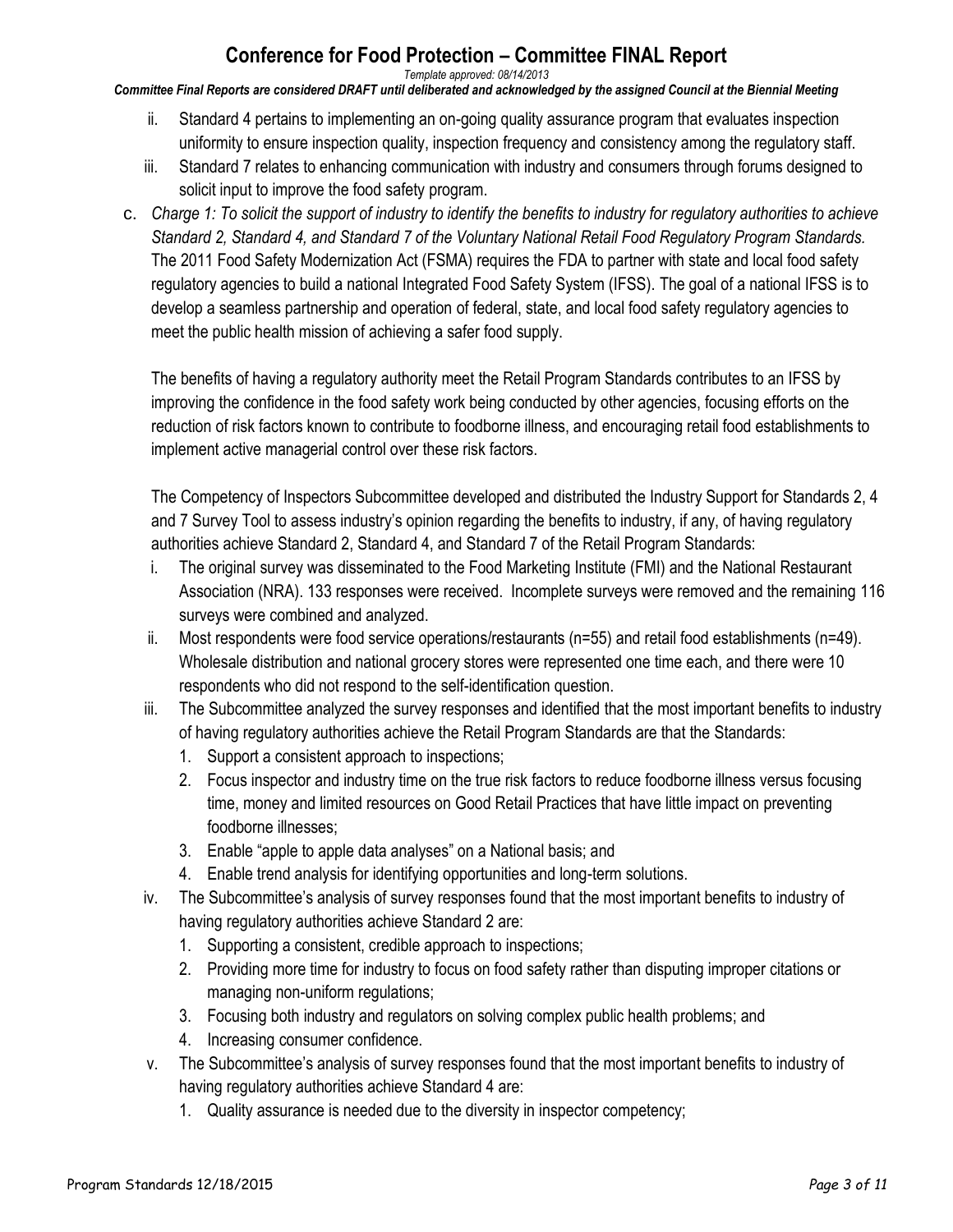ii. Standard 4 pertains to implementing an on-going quality assurance program that evaluates inspection uniformity to ensure inspection quality, inspection frequency and consistency among the regulatory staff.

iii. Standard 7 relates to enhancing communication with industry and consumers through forums designed to solicit input to improve the food safety program.

c. *Charge 1: To solicit the support of industry to identify the benefits to industry for regulatory authorities to achieve Standard 2, Standard 4, and Standard 7 of the Voluntary National Retail Food Regulatory Program Standards.* The 2011 Food Safety Modernization Act (FSMA) requires the FDA to partner with state and local food safety regulatory agencies to build a national Integrated Food Safety System (IFSS). The goal of a national IFSS is to develop a seamless partnership and operation of federal, state, and local food safety regulatory agencies to meet the public health mission of achieving a safer food supply.

The benefits of having a regulatory authority meet the Retail Program Standards contributes to an IFSS by improving the confidence in the food safety work being conducted by other agencies, focusing efforts on the reduction of risk factors known to contribute to foodborne illness, and encouraging retail food establishments to implement active managerial control over these risk factors.

The Competency of Inspectors Subcommittee developed and distributed the Industry Support for Standards 2, 4 and 7 Survey Tool to assess industry's opinion regarding the benefits to industry, if any, of having regulatory authorities achieve Standard 2, Standard 4, and Standard 7 of the Retail Program Standards:

i. The original survey was disseminated to the Food Marketing Institute (FMI) and the National Restaurant Association (NRA). 133 responses were received. Incomplete surveys were removed and the remaining 116 surveys were combined and analyzed.

ii. Most respondents were food service operations/restaurants (n=55) and retail food establishments (n=49). Wholesale distribution and national grocery stores were represented one time each, and there were 10 respondents who did not respond to the self-identification question.

iii. The Subcommittee analyzed the survey responses and identified that the most important benefits to industry of having regulatory authorities achieve the Retail Program Standards are that the Standards:
   1. Support a consistent approach to inspections;
   2. Focus inspector and industry time on the true risk factors to reduce foodborne illness versus focusing time, money and limited resources on Good Retail Practices that have little impact on preventing foodborne illnesses;
   3. Enable "apple to apple data analyses" on a National basis; and
   4. Enable trend analysis for identifying opportunities and long-term solutions.

iv. The Subcommittee's analysis of survey responses found that the most important benefits to industry of having regulatory authorities achieve Standard 2 are:
   1. Supporting a consistent, credible approach to inspections;
   2. Providing more time for industry to focus on food safety rather than disputing improper citations or managing non-uniform regulations;
   3. Focusing both industry and regulators on solving complex public health problems; and
   4. Increasing consumer confidence.

v. The Subcommittee's analysis of survey responses found that the most important benefits to industry of having regulatory authorities achieve Standard 4 are:
   1. Quality assurance is needed due to the diversity in inspector competency;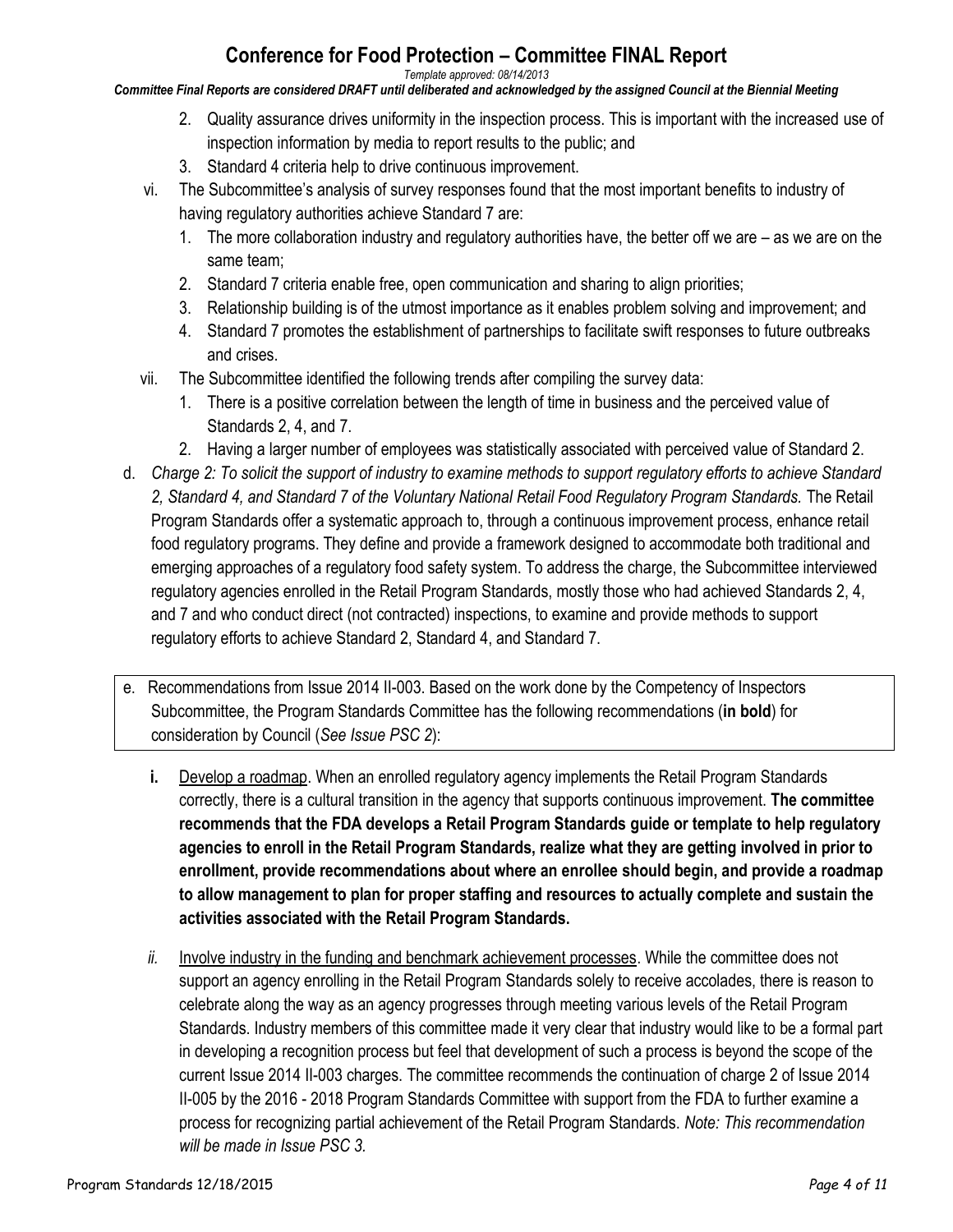2. Quality assurance drives uniformity in the inspection process. This is important with the increased use of inspection information by media to report results to the public; and
3. Standard 4 criteria help to drive continuous improvement.

vi. The Subcommittee's analysis of survey responses found that the most important benefits to industry of having regulatory authorities achieve Standard 7 are:
   1. The more collaboration industry and regulatory authorities have, the better off we are – as we are on the same team;
   2. Standard 7 criteria enable free, open communication and sharing to align priorities;
   3. Relationship building is of the utmost importance as it enables problem solving and improvement; and
   4. Standard 7 promotes the establishment of partnerships to facilitate swift responses to future outbreaks and crises.

vii. The Subcommittee identified the following trends after compiling the survey data:
   1. There is a positive correlation between the length of time in business and the perceived value of Standards 2, 4, and 7.
   2. Having a larger number of employees was statistically associated with perceived value of Standard 2.

d. *Charge 2: To solicit the support of industry to examine methods to support regulatory efforts to achieve Standard 2, Standard 4, and Standard 7 of the Voluntary National Retail Food Regulatory Program Standards.* The Retail Program Standards offer a systematic approach to, through a continuous improvement process, enhance retail food regulatory programs. They define and provide a framework designed to accommodate both traditional and emerging approaches of a regulatory food safety system. To address the charge, the Subcommittee interviewed regulatory agencies enrolled in the Retail Program Standards, mostly those who had achieved Standards 2, 4, and 7 and who conduct direct (not contracted) inspections, to examine and provide methods to support regulatory efforts to achieve Standard 2, Standard 4, and Standard 7.

e. Recommendations from Issue 2014 II-003. Based on the work done by the Competency of Inspectors Subcommittee, the Program Standards Committee has the following recommendations (**in bold**) for consideration by Council (*See Issue PSC 2*):

   **i.** Develop a roadmap. When an enrolled regulatory agency implements the Retail Program Standards correctly, there is a cultural transition in the agency that supports continuous improvement. **The committee recommends that the FDA develops a Retail Program Standards guide or template to help regulatory agencies to enroll in the Retail Program Standards, realize what they are getting involved in prior to enrollment, provide recommendations about where an enrollee should begin, and provide a roadmap to allow management to plan for proper staffing and resources to actually complete and sustain the activities associated with the Retail Program Standards.**

   *ii.* Involve industry in the funding and benchmark achievement processes. While the committee does not support an agency enrolling in the Retail Program Standards solely to receive accolades, there is reason to celebrate along the way as an agency progresses through meeting various levels of the Retail Program Standards. Industry members of this committee made it very clear that industry would like to be a formal part in developing a recognition process but feel that development of such a process is beyond the scope of the current Issue 2014 II-003 charges. The committee recommends the continuation of charge 2 of Issue 2014 II-005 by the 2016 - 2018 Program Standards Committee with support from the FDA to further examine a process for recognizing partial achievement of the Retail Program Standards. *Note: This recommendation will be made in Issue PSC 3.*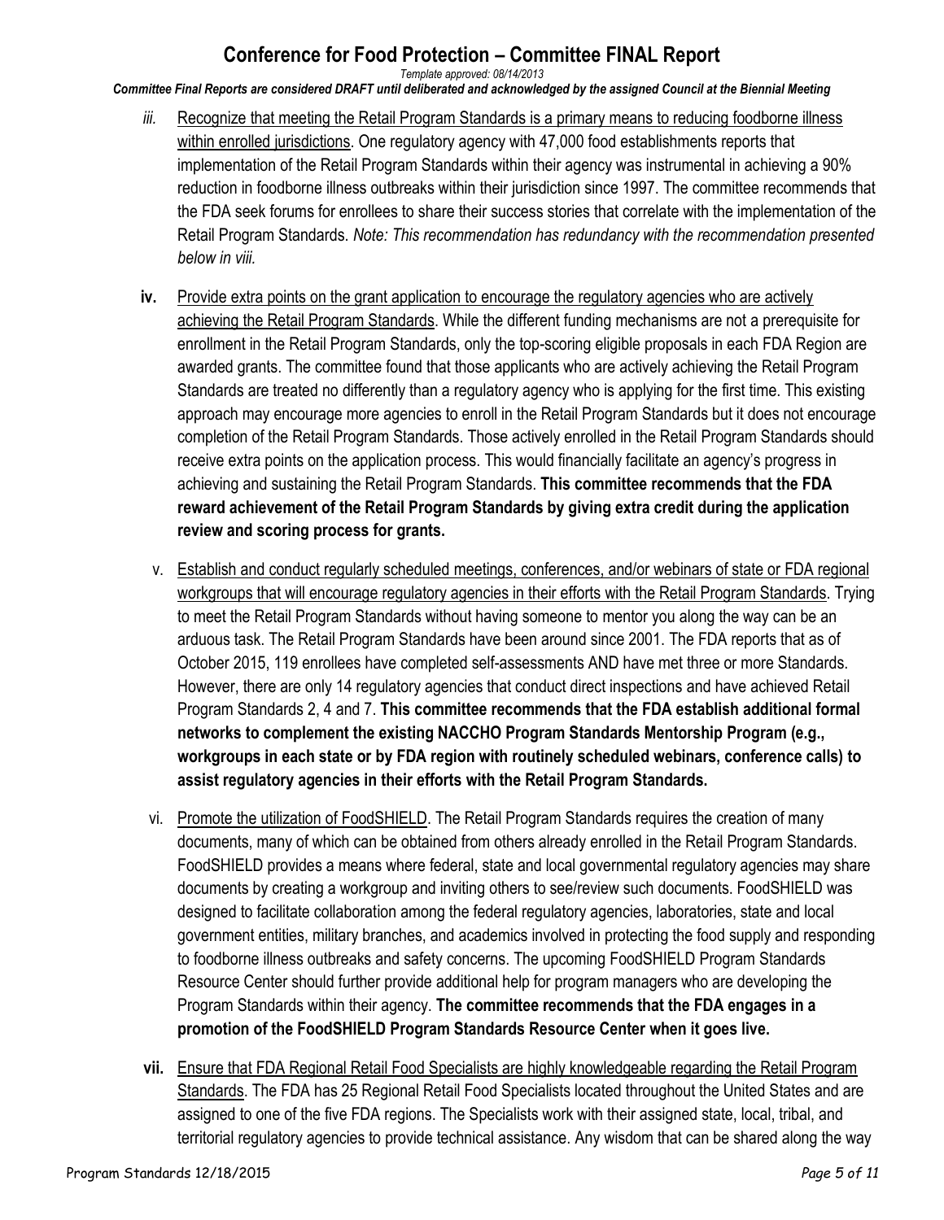*iii.* Recognize that meeting the Retail Program Standards is a primary means to reducing foodborne illness within enrolled jurisdictions. One regulatory agency with 47,000 food establishments reports that implementation of the Retail Program Standards within their agency was instrumental in achieving a 90% reduction in foodborne illness outbreaks within their jurisdiction since 1997. The committee recommends that the FDA seek forums for enrollees to share their success stories that correlate with the implementation of the Retail Program Standards. *Note: This recommendation has redundancy with the recommendation presented below in viii.*

**iv.** Provide extra points on the grant application to encourage the regulatory agencies who are actively achieving the Retail Program Standards. While the different funding mechanisms are not a prerequisite for enrollment in the Retail Program Standards, only the top-scoring eligible proposals in each FDA Region are awarded grants. The committee found that those applicants who are actively achieving the Retail Program Standards are treated no differently than a regulatory agency who is applying for the first time. This existing approach may encourage more agencies to enroll in the Retail Program Standards but it does not encourage completion of the Retail Program Standards. Those actively enrolled in the Retail Program Standards should receive extra points on the application process. This would financially facilitate an agency's progress in achieving and sustaining the Retail Program Standards. **This committee recommends that the FDA reward achievement of the Retail Program Standards by giving extra credit during the application review and scoring process for grants.**

v. Establish and conduct regularly scheduled meetings, conferences, and/or webinars of state or FDA regional workgroups that will encourage regulatory agencies in their efforts with the Retail Program Standards. Trying to meet the Retail Program Standards without having someone to mentor you along the way can be an arduous task. The Retail Program Standards have been around since 2001. The FDA reports that as of October 2015, 119 enrollees have completed self-assessments AND have met three or more Standards. However, there are only 14 regulatory agencies that conduct direct inspections and have achieved Retail Program Standards 2, 4 and 7. **This committee recommends that the FDA establish additional formal networks to complement the existing NACCHO Program Standards Mentorship Program (e.g., workgroups in each state or by FDA region with routinely scheduled webinars, conference calls) to assist regulatory agencies in their efforts with the Retail Program Standards.**

vi. Promote the utilization of FoodSHIELD. The Retail Program Standards requires the creation of many documents, many of which can be obtained from others already enrolled in the Retail Program Standards. FoodSHIELD provides a means where federal, state and local governmental regulatory agencies may share documents by creating a workgroup and inviting others to see/review such documents. FoodSHIELD was designed to facilitate collaboration among the federal regulatory agencies, laboratories, state and local government entities, military branches, and academics involved in protecting the food supply and responding to foodborne illness outbreaks and safety concerns. The upcoming FoodSHIELD Program Standards Resource Center should further provide additional help for program managers who are developing the Program Standards within their agency. **The committee recommends that the FDA engages in a promotion of the FoodSHIELD Program Standards Resource Center when it goes live.**

**vii.** Ensure that FDA Regional Retail Food Specialists are highly knowledgeable regarding the Retail Program Standards. The FDA has 25 Regional Retail Food Specialists located throughout the United States and are assigned to one of the five FDA regions. The Specialists work with their assigned state, local, tribal, and territorial regulatory agencies to provide technical assistance. Any wisdom that can be shared along the way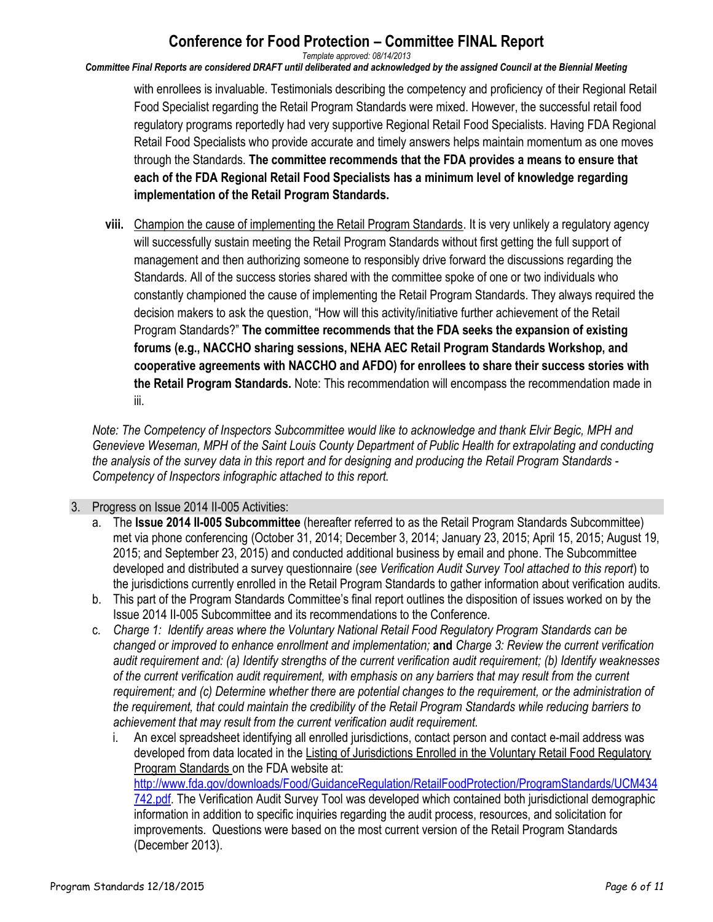with enrollees is invaluable. Testimonials describing the competency and proficiency of their Regional Retail Food Specialist regarding the Retail Program Standards were mixed. However, the successful retail food regulatory programs reportedly had very supportive Regional Retail Food Specialists. Having FDA Regional Retail Food Specialists who provide accurate and timely answers helps maintain momentum as one moves through the Standards. **The committee recommends that the FDA provides a means to ensure that each of the FDA Regional Retail Food Specialists has a minimum level of knowledge regarding implementation of the Retail Program Standards.**

**viii.** Champion the cause of implementing the Retail Program Standards. It is very unlikely a regulatory agency will successfully sustain meeting the Retail Program Standards without first getting the full support of management and then authorizing someone to responsibly drive forward the discussions regarding the Standards. All of the success stories shared with the committee spoke of one or two individuals who constantly championed the cause of implementing the Retail Program Standards. They always required the decision makers to ask the question, "How will this activity/initiative further achievement of the Retail Program Standards?" **The committee recommends that the FDA seeks the expansion of existing forums (e.g., NACCHO sharing sessions, NEHA AEC Retail Program Standards Workshop, and cooperative agreements with NACCHO and AFDO) for enrollees to share their success stories with the Retail Program Standards.** Note: This recommendation will encompass the recommendation made in iii.

*Note: The Competency of Inspectors Subcommittee would like to acknowledge and thank Elvir Begic, MPH and Genevieve Weseman, MPH of the Saint Louis County Department of Public Health for extrapolating and conducting the analysis of the survey data in this report and for designing and producing the Retail Program Standards - Competency of Inspectors infographic attached to this report.*

3. Progress on Issue 2014 II-005 Activities:
   a. The **Issue 2014 II-005 Subcommittee** (hereafter referred to as the Retail Program Standards Subcommittee) met via phone conferencing (October 31, 2014; December 3, 2014; January 23, 2015; April 15, 2015; August 19, 2015; and September 23, 2015) and conducted additional business by email and phone. The Subcommittee developed and distributed a survey questionnaire (*see Verification Audit Survey Tool attached to this report*) to the jurisdictions currently enrolled in the Retail Program Standards to gather information about verification audits.
   b. This part of the Program Standards Committee's final report outlines the disposition of issues worked on by the Issue 2014 II-005 Subcommittee and its recommendations to the Conference.
   c. *Charge 1: Identify areas where the Voluntary National Retail Food Regulatory Program Standards can be changed or improved to enhance enrollment and implementation;* **and** *Charge 3: Review the current verification audit requirement and: (a) Identify strengths of the current verification audit requirement; (b) Identify weaknesses of the current verification audit requirement, with emphasis on any barriers that may result from the current requirement; and (c) Determine whether there are potential changes to the requirement, or the administration of the requirement, that could maintain the credibility of the Retail Program Standards while reducing barriers to achievement that may result from the current verification audit requirement.*
      i. An excel spreadsheet identifying all enrolled jurisdictions, contact person and contact e-mail address was developed from data located in the Listing of Jurisdictions Enrolled in the Voluntary Retail Food Regulatory Program Standards on the FDA website at: http://www.fda.gov/downloads/Food/GuidanceRegulation/RetailFoodProtection/ProgramStandards/UCM434742.pdf. The Verification Audit Survey Tool was developed which contained both jurisdictional demographic information in addition to specific inquiries regarding the audit process, resources, and solicitation for improvements. Questions were based on the most current version of the Retail Program Standards (December 2013).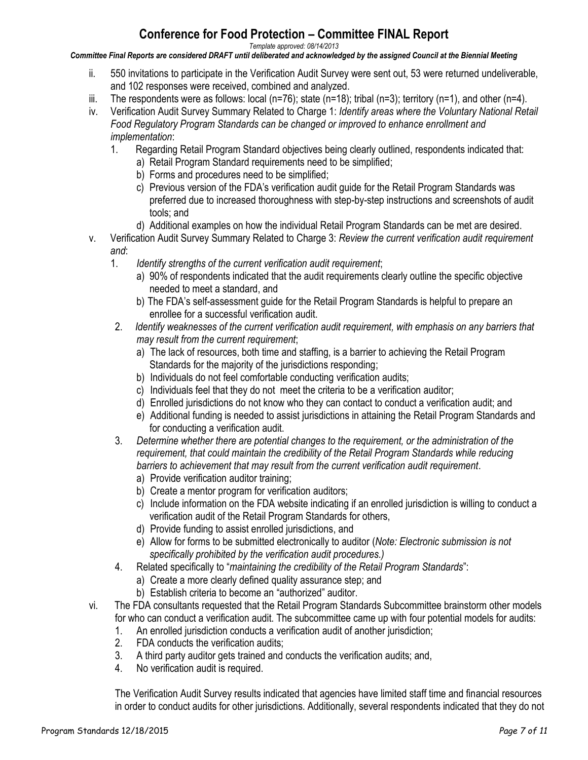ii. 550 invitations to participate in the Verification Audit Survey were sent out, 53 were returned undeliverable, and 102 responses were received, combined and analyzed.

iii. The respondents were as follows: local (n=76); state (n=18); tribal (n=3); territory (n=1), and other (n=4).

iv. Verification Audit Survey Summary Related to Charge 1: *Identify areas where the Voluntary National Retail Food Regulatory Program Standards can be changed or improved to enhance enrollment and implementation*:

1. Regarding Retail Program Standard objectives being clearly outlined, respondents indicated that:
   a) Retail Program Standard requirements need to be simplified;
   b) Forms and procedures need to be simplified;
   c) Previous version of the FDA's verification audit guide for the Retail Program Standards was preferred due to increased thoroughness with step-by-step instructions and screenshots of audit tools; and
   d) Additional examples on how the individual Retail Program Standards can be met are desired.

v. Verification Audit Survey Summary Related to Charge 3: *Review the current verification audit requirement and*:

1. *Identify strengths of the current verification audit requirement*;
   a) 90% of respondents indicated that the audit requirements clearly outline the specific objective needed to meet a standard, and
   b) The FDA's self-assessment guide for the Retail Program Standards is helpful to prepare an enrollee for a successful verification audit.
2. *Identify weaknesses of the current verification audit requirement, with emphasis on any barriers that may result from the current requirement*;
   a) The lack of resources, both time and staffing, is a barrier to achieving the Retail Program Standards for the majority of the jurisdictions responding;
   b) Individuals do not feel comfortable conducting verification audits;
   c) Individuals feel that they do not meet the criteria to be a verification auditor;
   d) Enrolled jurisdictions do not know who they can contact to conduct a verification audit; and
   e) Additional funding is needed to assist jurisdictions in attaining the Retail Program Standards and for conducting a verification audit.
3. *Determine whether there are potential changes to the requirement, or the administration of the requirement, that could maintain the credibility of the Retail Program Standards while reducing barriers to achievement that may result from the current verification audit requirement*.
   a) Provide verification auditor training;
   b) Create a mentor program for verification auditors;
   c) Include information on the FDA website indicating if an enrolled jurisdiction is willing to conduct a verification audit of the Retail Program Standards for others,
   d) Provide funding to assist enrolled jurisdictions, and
   e) Allow for forms to be submitted electronically to auditor (*Note: Electronic submission is not specifically prohibited by the verification audit procedures.)*
4. Related specifically to "*maintaining the credibility of the Retail Program Standards*":
   a) Create a more clearly defined quality assurance step; and
   b) Establish criteria to become an "authorized" auditor.

vi. The FDA consultants requested that the Retail Program Standards Subcommittee brainstorm other models for who can conduct a verification audit. The subcommittee came up with four potential models for audits:

1. An enrolled jurisdiction conducts a verification audit of another jurisdiction;
2. FDA conducts the verification audits;
3. A third party auditor gets trained and conducts the verification audits; and,
4. No verification audit is required.

The Verification Audit Survey results indicated that agencies have limited staff time and financial resources in order to conduct audits for other jurisdictions. Additionally, several respondents indicated that they do not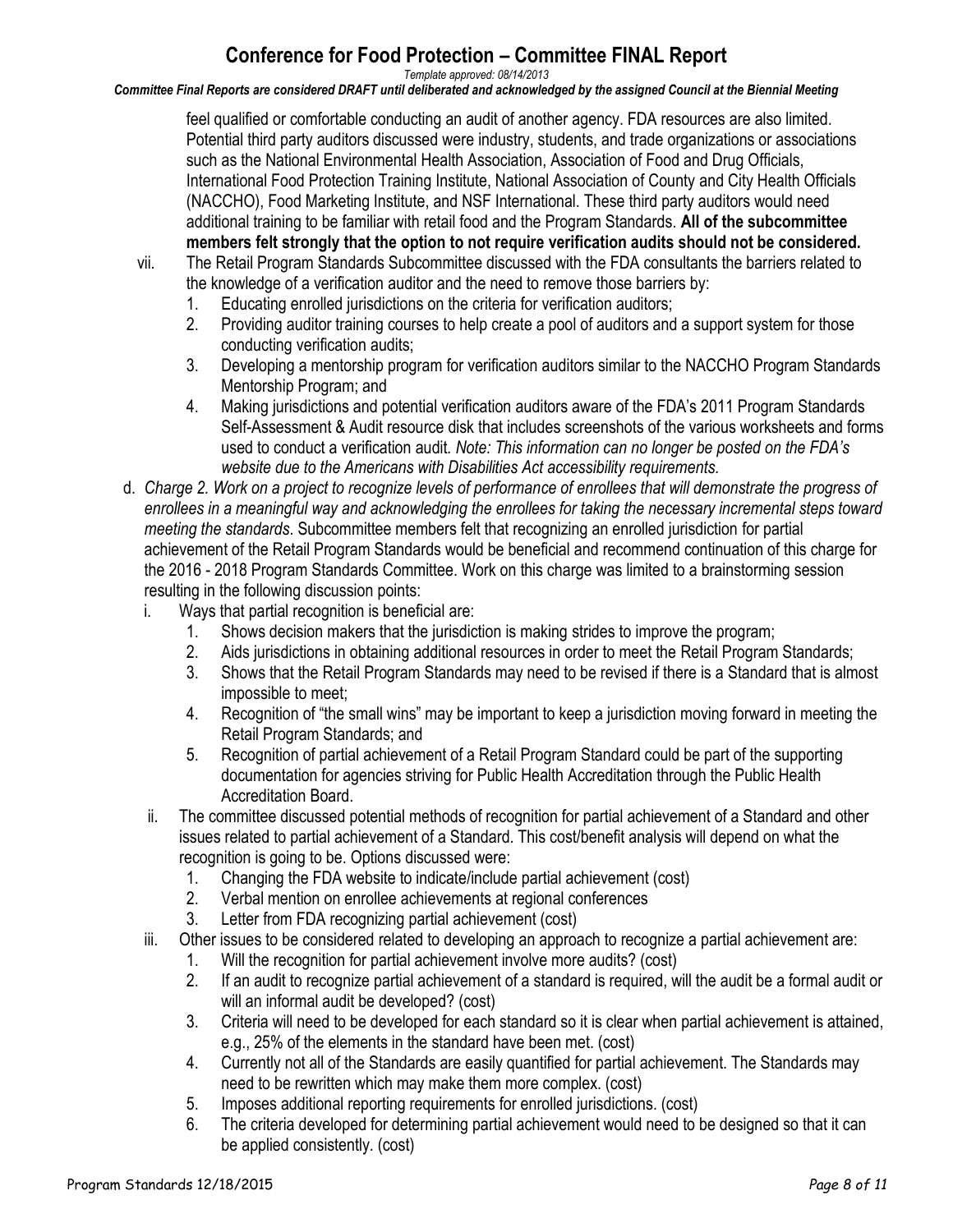feel qualified or comfortable conducting an audit of another agency. FDA resources are also limited. Potential third party auditors discussed were industry, students, and trade organizations or associations such as the National Environmental Health Association, Association of Food and Drug Officials, International Food Protection Training Institute, National Association of County and City Health Officials (NACCHO), Food Marketing Institute, and NSF International. These third party auditors would need additional training to be familiar with retail food and the Program Standards. **All of the subcommittee members felt strongly that the option to not require verification audits should not be considered.**

vii. The Retail Program Standards Subcommittee discussed with the FDA consultants the barriers related to the knowledge of a verification auditor and the need to remove those barriers by:
   1. Educating enrolled jurisdictions on the criteria for verification auditors;
   2. Providing auditor training courses to help create a pool of auditors and a support system for those conducting verification audits;
   3. Developing a mentorship program for verification auditors similar to the NACCHO Program Standards Mentorship Program; and
   4. Making jurisdictions and potential verification auditors aware of the FDA's 2011 Program Standards Self-Assessment & Audit resource disk that includes screenshots of the various worksheets and forms used to conduct a verification audit. *Note: This information can no longer be posted on the FDA's website due to the Americans with Disabilities Act accessibility requirements.*

d. *Charge 2. Work on a project to recognize levels of performance of enrollees that will demonstrate the progress of enrollees in a meaningful way and acknowledging the enrollees for taking the necessary incremental steps toward meeting the standards*. Subcommittee members felt that recognizing an enrolled jurisdiction for partial achievement of the Retail Program Standards would be beneficial and recommend continuation of this charge for the 2016 - 2018 Program Standards Committee. Work on this charge was limited to a brainstorming session resulting in the following discussion points:

   i. Ways that partial recognition is beneficial are:
      1. Shows decision makers that the jurisdiction is making strides to improve the program;
      2. Aids jurisdictions in obtaining additional resources in order to meet the Retail Program Standards;
      3. Shows that the Retail Program Standards may need to be revised if there is a Standard that is almost impossible to meet;
      4. Recognition of "the small wins" may be important to keep a jurisdiction moving forward in meeting the Retail Program Standards; and
      5. Recognition of partial achievement of a Retail Program Standard could be part of the supporting documentation for agencies striving for Public Health Accreditation through the Public Health Accreditation Board.

   ii. The committee discussed potential methods of recognition for partial achievement of a Standard and other issues related to partial achievement of a Standard. This cost/benefit analysis will depend on what the recognition is going to be. Options discussed were:
      1. Changing the FDA website to indicate/include partial achievement (cost)
      2. Verbal mention on enrollee achievements at regional conferences
      3. Letter from FDA recognizing partial achievement (cost)

   iii. Other issues to be considered related to developing an approach to recognize a partial achievement are:
      1. Will the recognition for partial achievement involve more audits? (cost)
      2. If an audit to recognize partial achievement of a standard is required, will the audit be a formal audit or will an informal audit be developed? (cost)
      3. Criteria will need to be developed for each standard so it is clear when partial achievement is attained, e.g., 25% of the elements in the standard have been met. (cost)
      4. Currently not all of the Standards are easily quantified for partial achievement. The Standards may need to be rewritten which may make them more complex. (cost)
      5. Imposes additional reporting requirements for enrolled jurisdictions. (cost)
      6. The criteria developed for determining partial achievement would need to be designed so that it can be applied consistently. (cost)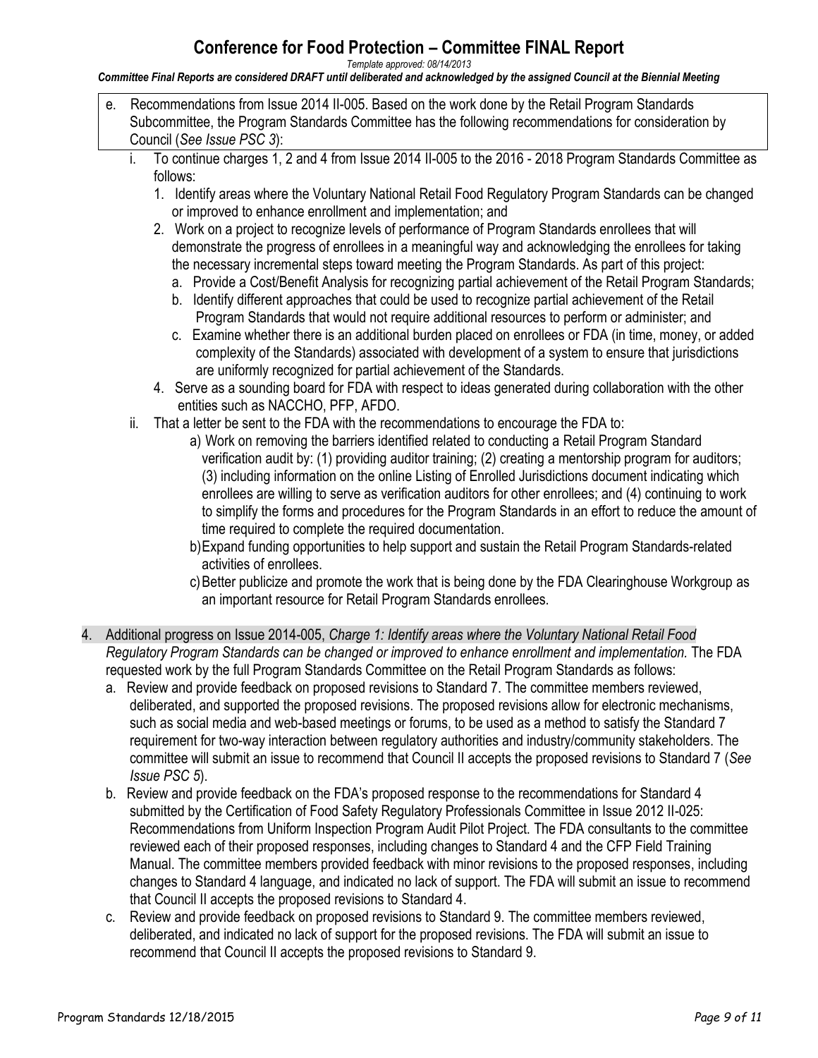e. Recommendations from Issue 2014 II-005. Based on the work done by the Retail Program Standards Subcommittee, the Program Standards Committee has the following recommendations for consideration by Council (*See Issue PSC 3*):

   i. To continue charges 1, 2 and 4 from Issue 2014 II-005 to the 2016 - 2018 Program Standards Committee as follows:

      1. Identify areas where the Voluntary National Retail Food Regulatory Program Standards can be changed or improved to enhance enrollment and implementation; and
      2. Work on a project to recognize levels of performance of Program Standards enrollees that will demonstrate the progress of enrollees in a meaningful way and acknowledging the enrollees for taking the necessary incremental steps toward meeting the Program Standards. As part of this project:
         a. Provide a Cost/Benefit Analysis for recognizing partial achievement of the Retail Program Standards;
         b. Identify different approaches that could be used to recognize partial achievement of the Retail Program Standards that would not require additional resources to perform or administer; and
         c. Examine whether there is an additional burden placed on enrollees or FDA (in time, money, or added complexity of the Standards) associated with development of a system to ensure that jurisdictions are uniformly recognized for partial achievement of the Standards.
      4. Serve as a sounding board for FDA with respect to ideas generated during collaboration with the other entities such as NACCHO, PFP, AFDO.

   ii. That a letter be sent to the FDA with the recommendations to encourage the FDA to:

      a) Work on removing the barriers identified related to conducting a Retail Program Standard verification audit by: (1) providing auditor training; (2) creating a mentorship program for auditors; (3) including information on the online Listing of Enrolled Jurisdictions document indicating which enrollees are willing to serve as verification auditors for other enrollees; and (4) continuing to work to simplify the forms and procedures for the Program Standards in an effort to reduce the amount of time required to complete the required documentation.
      b) Expand funding opportunities to help support and sustain the Retail Program Standards-related activities of enrollees.
      c) Better publicize and promote the work that is being done by the FDA Clearinghouse Workgroup as an important resource for Retail Program Standards enrollees.

4. Additional progress on Issue 2014-005, *Charge 1: Identify areas where the Voluntary National Retail Food Regulatory Program Standards can be changed or improved to enhance enrollment and implementation.* The FDA requested work by the full Program Standards Committee on the Retail Program Standards as follows:

   a. Review and provide feedback on proposed revisions to Standard 7. The committee members reviewed, deliberated, and supported the proposed revisions. The proposed revisions allow for electronic mechanisms, such as social media and web-based meetings or forums, to be used as a method to satisfy the Standard 7 requirement for two-way interaction between regulatory authorities and industry/community stakeholders. The committee will submit an issue to recommend that Council II accepts the proposed revisions to Standard 7 (*See Issue PSC 5*).
   b. Review and provide feedback on the FDA's proposed response to the recommendations for Standard 4 submitted by the Certification of Food Safety Regulatory Professionals Committee in Issue 2012 II-025: Recommendations from Uniform Inspection Program Audit Pilot Project. The FDA consultants to the committee reviewed each of their proposed responses, including changes to Standard 4 and the CFP Field Training Manual. The committee members provided feedback with minor revisions to the proposed responses, including changes to Standard 4 language, and indicated no lack of support. The FDA will submit an issue to recommend that Council II accepts the proposed revisions to Standard 4.
   c. Review and provide feedback on proposed revisions to Standard 9. The committee members reviewed, deliberated, and indicated no lack of support for the proposed revisions. The FDA will submit an issue to recommend that Council II accepts the proposed revisions to Standard 9.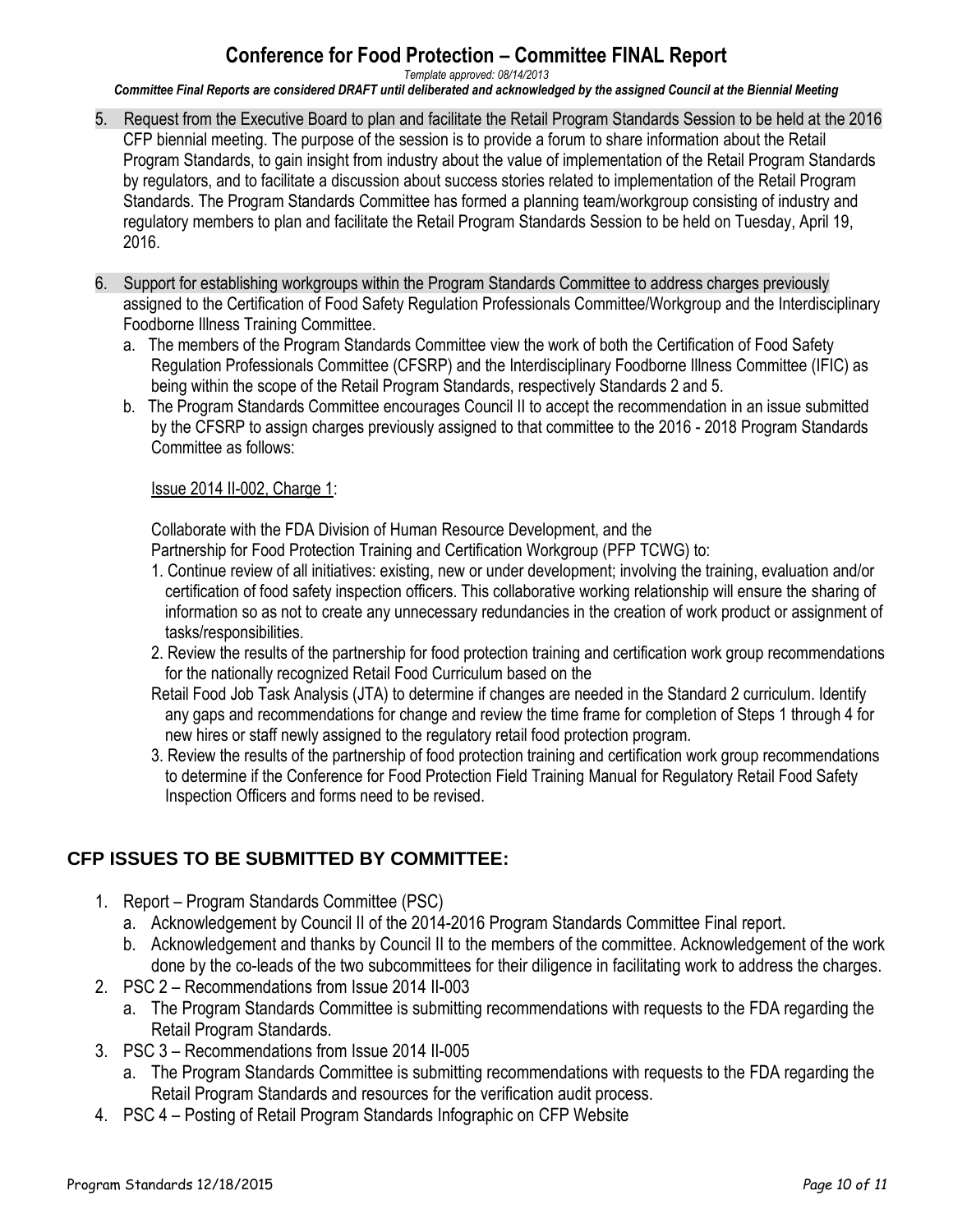5. Request from the Executive Board to plan and facilitate the Retail Program Standards Session to be held at the 2016 CFP biennial meeting. The purpose of the session is to provide a forum to share information about the Retail Program Standards, to gain insight from industry about the value of implementation of the Retail Program Standards by regulators, and to facilitate a discussion about success stories related to implementation of the Retail Program Standards. The Program Standards Committee has formed a planning team/workgroup consisting of industry and regulatory members to plan and facilitate the Retail Program Standards Session to be held on Tuesday, April 19, 2016.

6. Support for establishing workgroups within the Program Standards Committee to address charges previously assigned to the Certification of Food Safety Regulation Professionals Committee/Workgroup and the Interdisciplinary Foodborne Illness Training Committee.
   a. The members of the Program Standards Committee view the work of both the Certification of Food Safety Regulation Professionals Committee (CFSRP) and the Interdisciplinary Foodborne Illness Committee (IFIC) as being within the scope of the Retail Program Standards, respectively Standards 2 and 5.
   b. The Program Standards Committee encourages Council II to accept the recommendation in an issue submitted by the CFSRP to assign charges previously assigned to that committee to the 2016 - 2018 Program Standards Committee as follows:

      Issue 2014 II-002, Charge 1:

      Collaborate with the FDA Division of Human Resource Development, and the Partnership for Food Protection Training and Certification Workgroup (PFP TCWG) to:
      1. Continue review of all initiatives: existing, new or under development; involving the training, evaluation and/or certification of food safety inspection officers. This collaborative working relationship will ensure the sharing of information so as not to create any unnecessary redundancies in the creation of work product or assignment of tasks/responsibilities.
      2. Review the results of the partnership for food protection training and certification work group recommendations for the nationally recognized Retail Food Curriculum based on the Retail Food Job Task Analysis (JTA) to determine if changes are needed in the Standard 2 curriculum. Identify any gaps and recommendations for change and review the time frame for completion of Steps 1 through 4 for new hires or staff newly assigned to the regulatory retail food protection program.
      3. Review the results of the partnership of food protection training and certification work group recommendations to determine if the Conference for Food Protection Field Training Manual for Regulatory Retail Food Safety Inspection Officers and forms need to be revised.

## CFP ISSUES TO BE SUBMITTED BY COMMITTEE:

1. Report – Program Standards Committee (PSC)
   a. Acknowledgement by Council II of the 2014-2016 Program Standards Committee Final report.
   b. Acknowledgement and thanks by Council II to the members of the committee. Acknowledgement of the work done by the co-leads of the two subcommittees for their diligence in facilitating work to address the charges.
2. PSC 2 – Recommendations from Issue 2014 II-003
   a. The Program Standards Committee is submitting recommendations with requests to the FDA regarding the Retail Program Standards.
3. PSC 3 – Recommendations from Issue 2014 II-005
   a. The Program Standards Committee is submitting recommendations with requests to the FDA regarding the Retail Program Standards and resources for the verification audit process.
4. PSC 4 – Posting of Retail Program Standards Infographic on CFP Website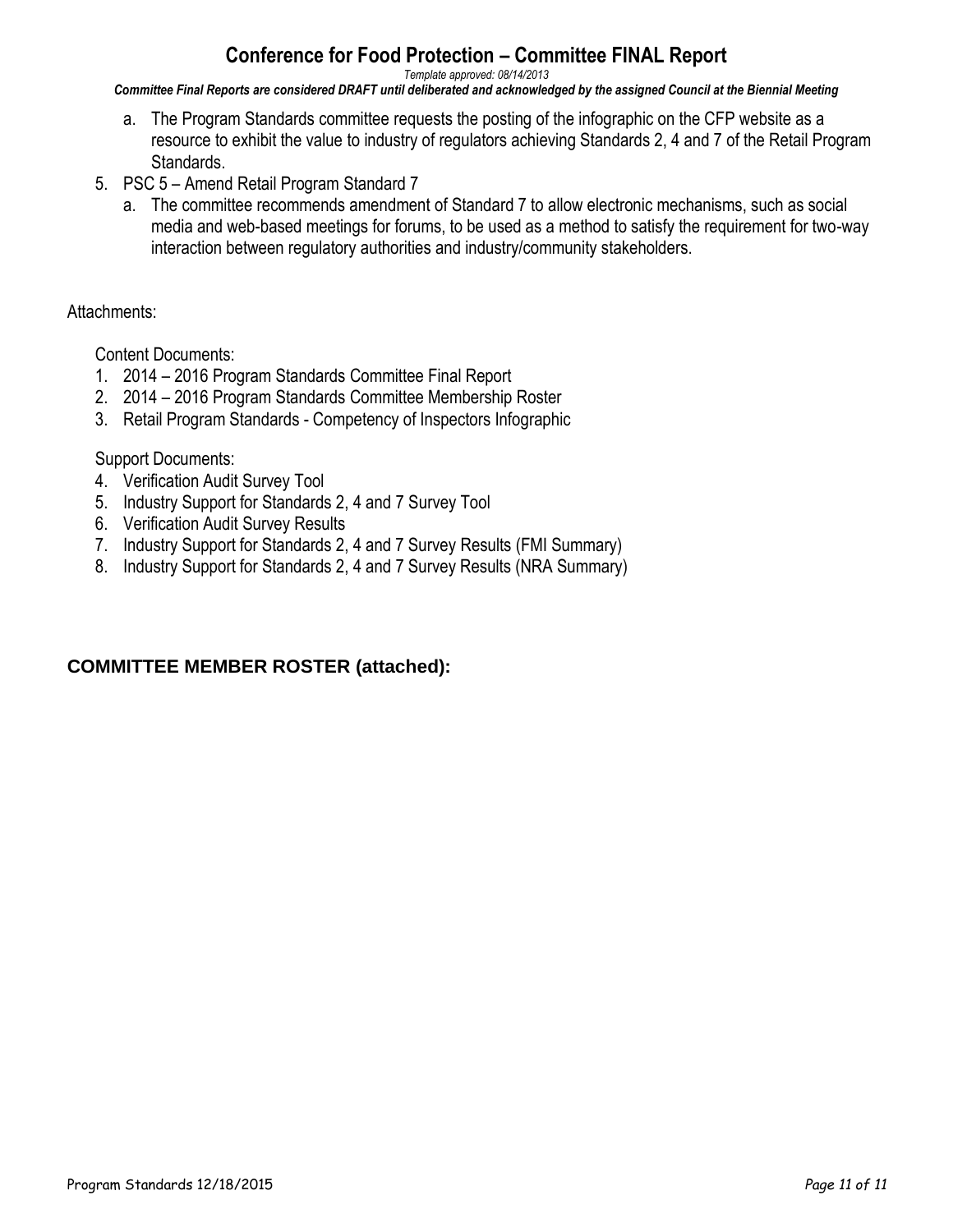a. The Program Standards committee requests the posting of the infographic on the CFP website as a resource to exhibit the value to industry of regulators achieving Standards 2, 4 and 7 of the Retail Program Standards.

5. PSC 5 – Amend Retail Program Standard 7
   a. The committee recommends amendment of Standard 7 to allow electronic mechanisms, such as social media and web-based meetings for forums, to be used as a method to satisfy the requirement for two-way interaction between regulatory authorities and industry/community stakeholders.

Attachments:

Content Documents:

1. 2014 – 2016 Program Standards Committee Final Report
2. 2014 – 2016 Program Standards Committee Membership Roster
3. Retail Program Standards - Competency of Inspectors Infographic

Support Documents:

4. Verification Audit Survey Tool
5. Industry Support for Standards 2, 4 and 7 Survey Tool
6. Verification Audit Survey Results
7. Industry Support for Standards 2, 4 and 7 Survey Results (FMI Summary)
8. Industry Support for Standards 2, 4 and 7 Survey Results (NRA Summary)

**COMMITTEE MEMBER ROSTER (attached):**